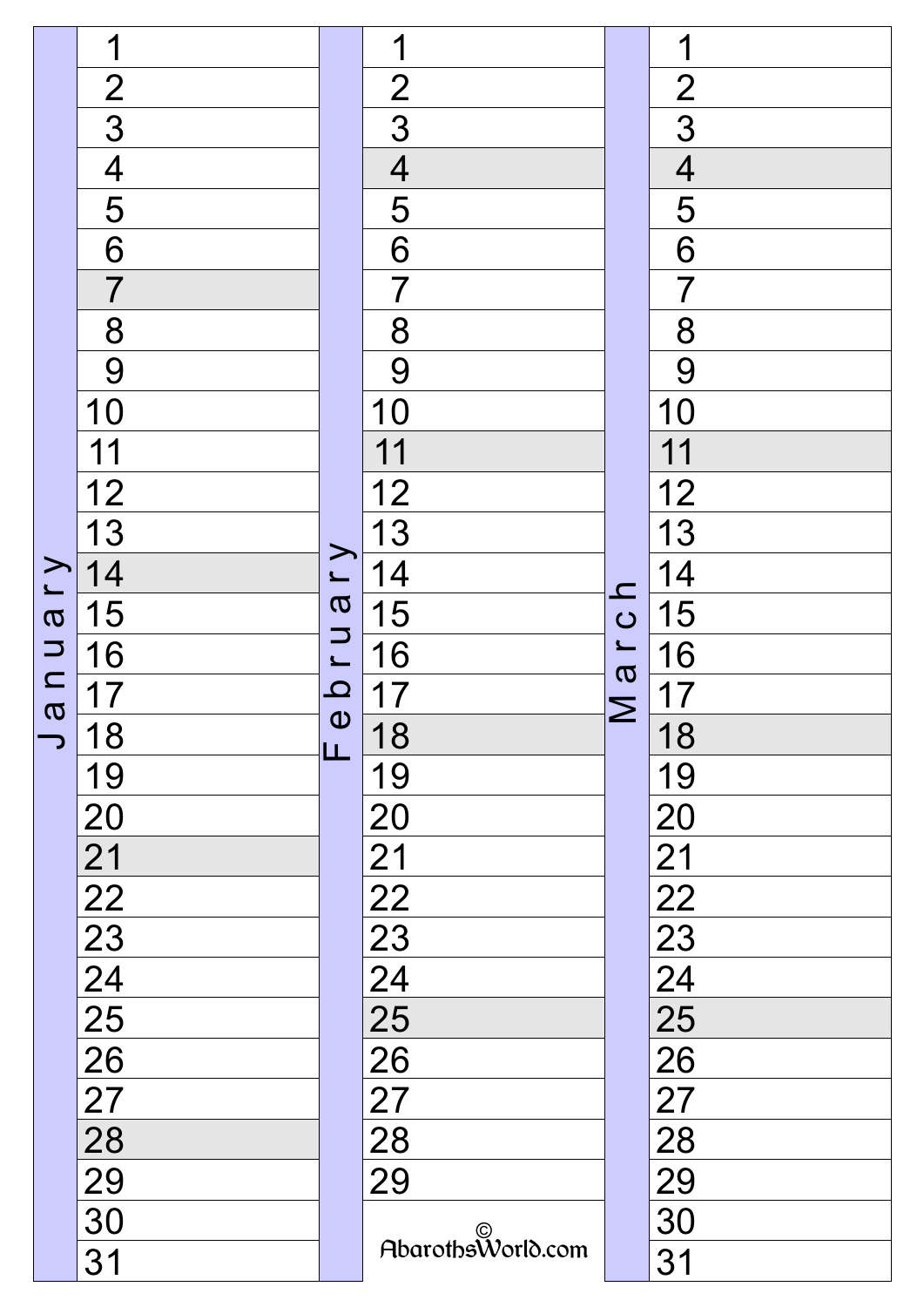| January | February | March |
|---|---|---|
| 1 | 1 | 1 |
| 2 | 2 | 2 |
| 3 | 3 | 3 |
| 4 | 4 | 4 |
| 5 | 5 | 5 |
| 6 | 6 | 6 |
| 7 | 7 | 7 |
| 8 | 8 | 8 |
| 9 | 9 | 9 |
| 10 | 10 | 10 |
| 11 | 11 | 11 |
| 12 | 12 | 12 |
| 13 | 13 | 13 |
| 14 | 14 | 14 |
| 15 | 15 | 15 |
| 16 | 16 | 16 |
| 17 | 17 | 17 |
| 18 | 18 | 18 |
| 19 | 19 | 19 |
| 20 | 20 | 20 |
| 21 | 21 | 21 |
| 22 | 22 | 22 |
| 23 | 23 | 23 |
| 24 | 24 | 24 |
| 25 | 25 | 25 |
| 26 | 26 | 26 |
| 27 | 27 | 27 |
| 28 | 28 | 28 |
| 29 | 29 | 29 |
| 30 | | 30 |
| 31 | | 31 |

© AbarothsWorld.com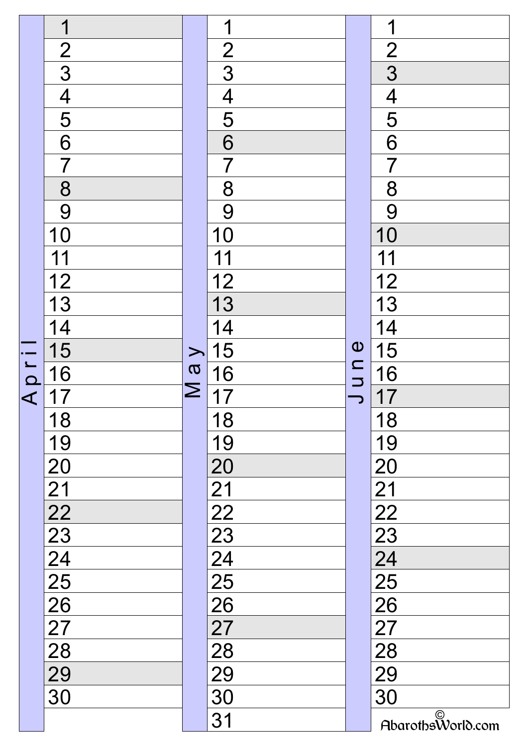| April | May | June |
|---|---|---|
| 1 | 1 | 1 |
| 2 | 2 | 2 |
| 3 | 3 | 3 |
| 4 | 4 | 4 |
| 5 | 5 | 5 |
| 6 | 6 | 6 |
| 7 | 7 | 7 |
| 8 | 8 | 8 |
| 9 | 9 | 9 |
| 10 | 10 | 10 |
| 11 | 11 | 11 |
| 12 | 12 | 12 |
| 13 | 13 | 13 |
| 14 | 14 | 14 |
| 15 | 15 | 15 |
| 16 | 16 | 16 |
| 17 | 17 | 17 |
| 18 | 18 | 18 |
| 19 | 19 | 19 |
| 20 | 20 | 20 |
| 21 | 21 | 21 |
| 22 | 22 | 22 |
| 23 | 23 | 23 |
| 24 | 24 | 24 |
| 25 | 25 | 25 |
| 26 | 26 | 26 |
| 27 | 27 | 27 |
| 28 | 28 | 28 |
| 29 | 29 | 29 |
| 30 | 30 | 30 |
| | 31 | |

© AbarothsWorld.com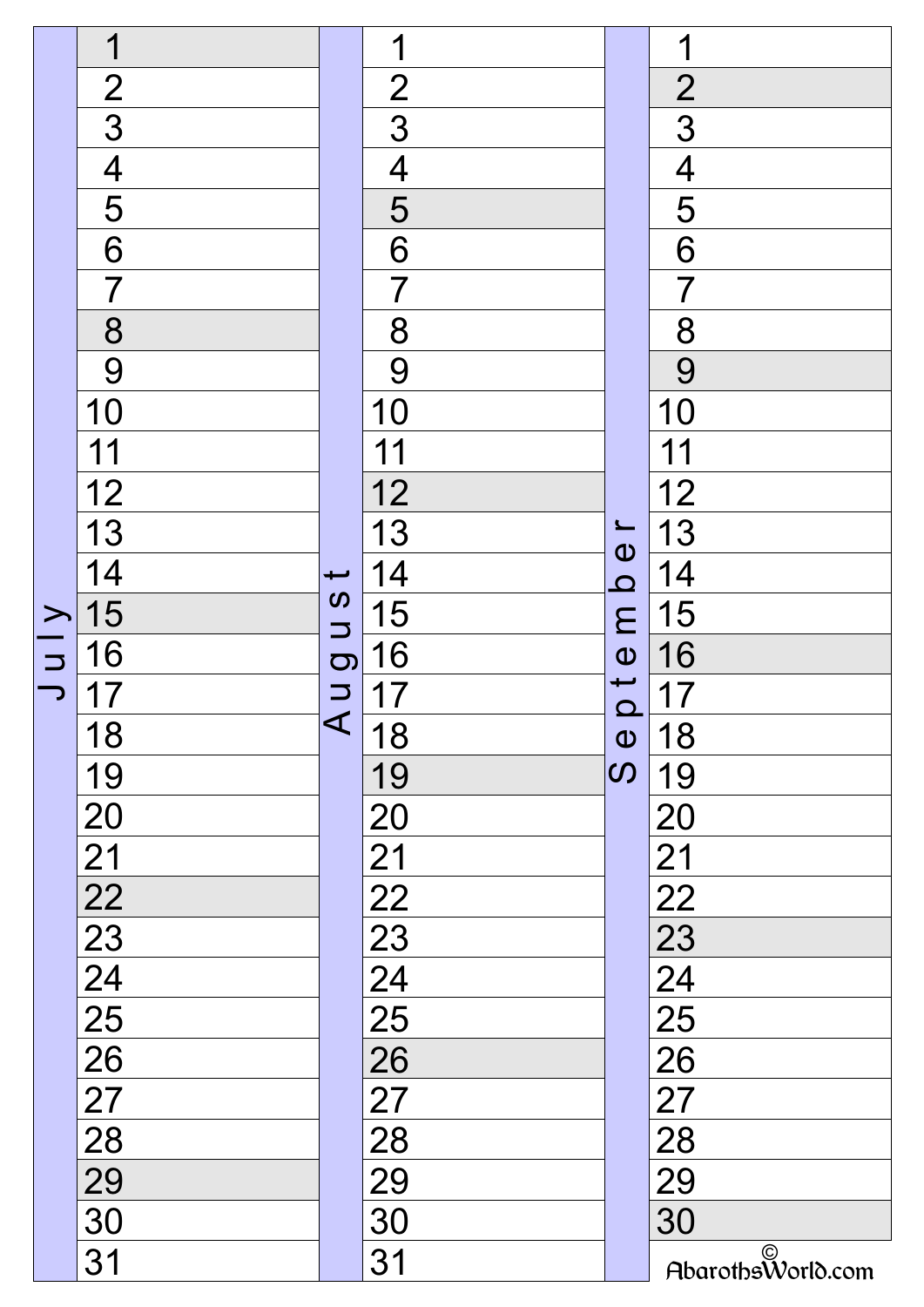| July | August | September |
|---|---|---|
| 1 | 1 | 1 |
| 2 | 2 | 2 |
| 3 | 3 | 3 |
| 4 | 4 | 4 |
| 5 | 5 | 5 |
| 6 | 6 | 6 |
| 7 | 7 | 7 |
| 8 | 8 | 8 |
| 9 | 9 | 9 |
| 10 | 10 | 10 |
| 11 | 11 | 11 |
| 12 | 12 | 12 |
| 13 | 13 | 13 |
| 14 | 14 | 14 |
| 15 | 15 | 15 |
| 16 | 16 | 16 |
| 17 | 17 | 17 |
| 18 | 18 | 18 |
| 19 | 19 | 19 |
| 20 | 20 | 20 |
| 21 | 21 | 21 |
| 22 | 22 | 22 |
| 23 | 23 | 23 |
| 24 | 24 | 24 |
| 25 | 25 | 25 |
| 26 | 26 | 26 |
| 27 | 27 | 27 |
| 28 | 28 | 28 |
| 29 | 29 | 29 |
| 30 | 30 | 30 |
| 31 | 31 | |

© AbarothsWorld.com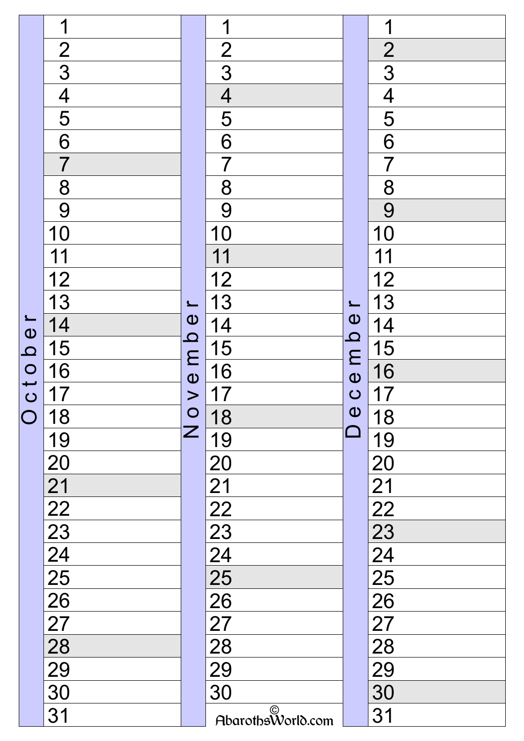| October | November | December |
| --- | --- | --- |
| 1 | 1 | 1 |
| 2 | 2 | 2 |
| 3 | 3 | 3 |
| 4 | 4 | 4 |
| 5 | 5 | 5 |
| 6 | 6 | 6 |
| 7 | 7 | 7 |
| 8 | 8 | 8 |
| 9 | 9 | 9 |
| 10 | 10 | 10 |
| 11 | 11 | 11 |
| 12 | 12 | 12 |
| 13 | 13 | 13 |
| 14 | 14 | 14 |
| 15 | 15 | 15 |
| 16 | 16 | 16 |
| 17 | 17 | 17 |
| 18 | 18 | 18 |
| 19 | 19 | 19 |
| 20 | 20 | 20 |
| 21 | 21 | 21 |
| 22 | 22 | 22 |
| 23 | 23 | 23 |
| 24 | 24 | 24 |
| 25 | 25 | 25 |
| 26 | 26 | 26 |
| 27 | 27 | 27 |
| 28 | 28 | 28 |
| 29 | 29 | 29 |
| 30 | 30 | 30 |
| 31 | © AbarothsWorld.com | 31 |